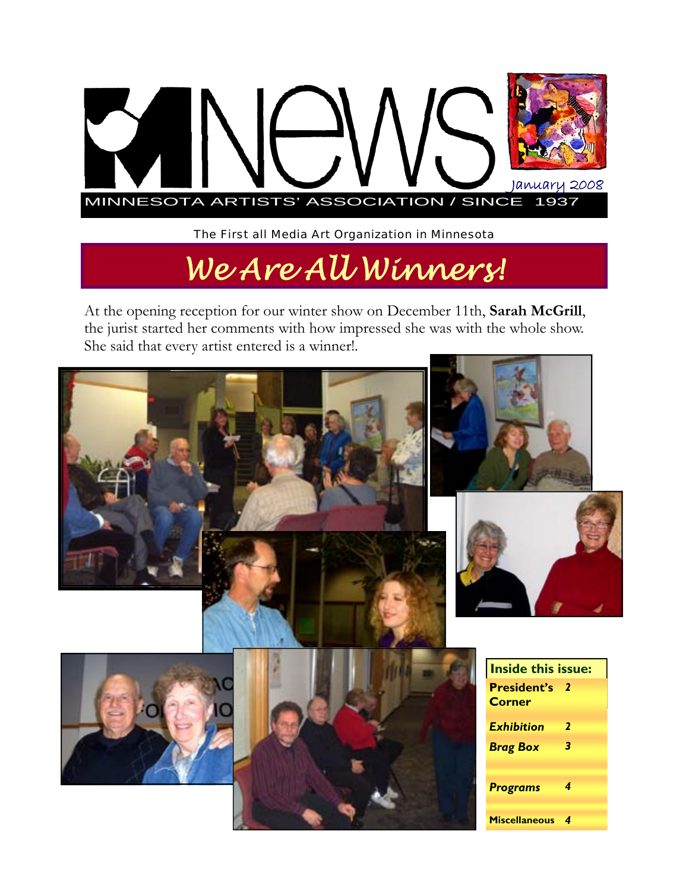# MNEWS

January 2008

MINNESOTA ARTISTS' ASSOCIATION / SINCE 1937

The First all Media Art Organization in Minnesota

## *We Are All Winners!*

At the opening reception for our winter show on December 11th, **Sarah McGrill**, the jurist started her comments with how impressed she was with the whole show. She said that every artist entered is a winner!.

| Inside this issue: | |
|---|---|
| **President's Corner** | 2 |
| ***Exhibition*** | 2 |
| ***Brag Box*** | 3 |
| ***Programs*** | 4 |
| **Miscellaneous** | 4 |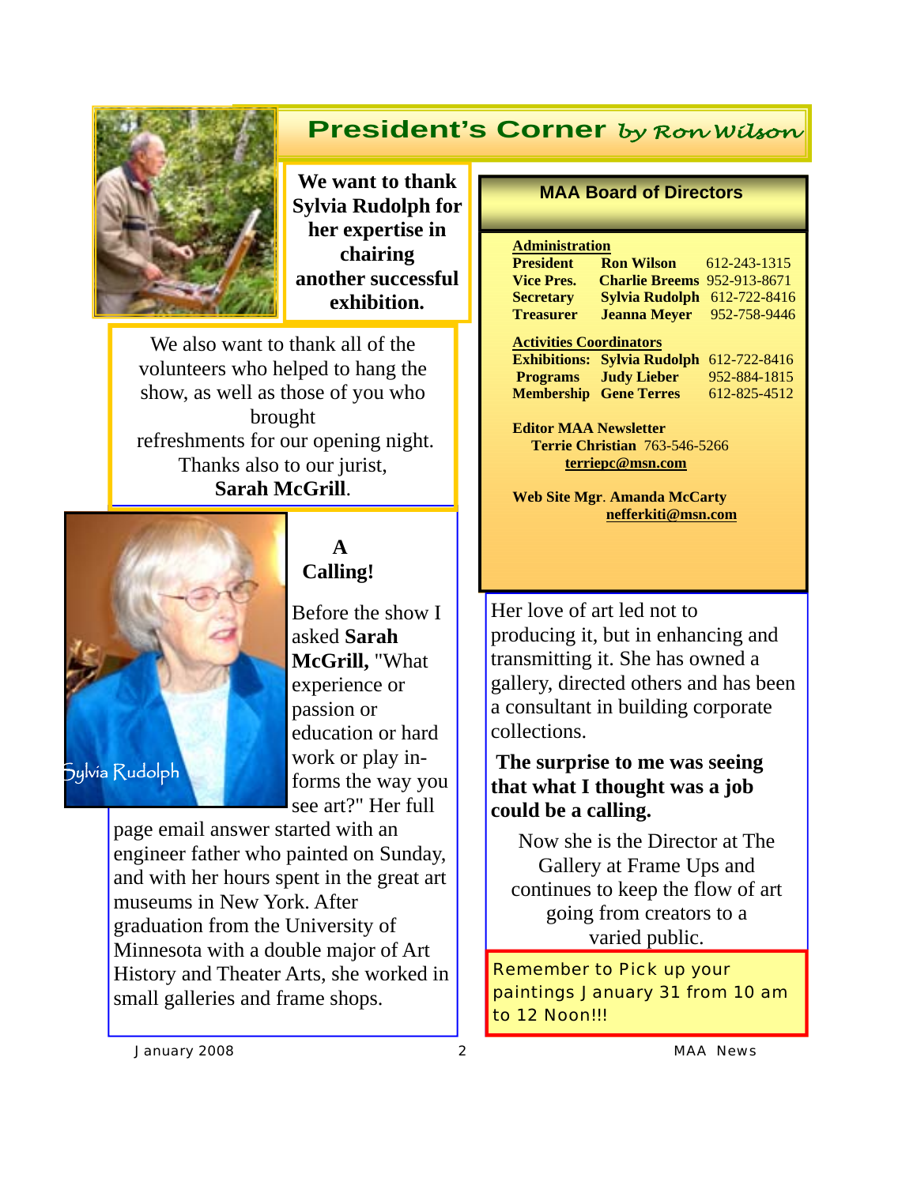# President's Corner *by Ron Wilson*

**We want to thank Sylvia Rudolph for her expertise in chairing another successful exhibition.**

We also want to thank all of the volunteers who helped to hang the show, as well as those of you who brought refreshments for our opening night. Thanks also to our jurist, **Sarah McGrill**.

Sylvia Rudolph

## A Calling!

Before the show I asked **Sarah McGrill,** "What experience or passion or education or hard work or play informs the way you see art?" Her full page email answer started with an engineer father who painted on Sunday, and with her hours spent in the great art museums in New York. After graduation from the University of Minnesota with a double major of Art History and Theater Arts, she worked in small galleries and frame shops.

Her love of art led not to producing it, but in enhancing and transmitting it. She has owned a gallery, directed others and has been a consultant in building corporate collections.

**The surprise to me was seeing that what I thought was a job could be a calling.**

Now she is the Director at The Gallery at Frame Ups and continues to keep the flow of art going from creators to a varied public.

## MAA Board of Directors

**Administration**

| | | |
|---|---|---|
| **President** | **Ron Wilson** | 612-243-1315 |
| **Vice Pres.** | **Charlie Breems** | 952-913-8671 |
| **Secretary** | **Sylvia Rudolph** | 612-722-8416 |
| **Treasurer** | **Jeanna Meyer** | 952-758-9446 |

**Activities Coordinators**

| | | |
|---|---|---|
| **Exhibitions:** | **Sylvia Rudolph** | 612-722-8416 |
| **Programs** | **Judy Lieber** | 952-884-1815 |
| **Membership** | **Gene Terres** | 612-825-4512 |

**Editor MAA Newsletter**
**Terrie Christian** 763-546-5266
**terriepc@msn.com**

**Web Site Mgr. Amanda McCarty**
**nefferkiti@msn.com**

Remember to Pick up your paintings January 31 from 10 am to 12 Noon!!!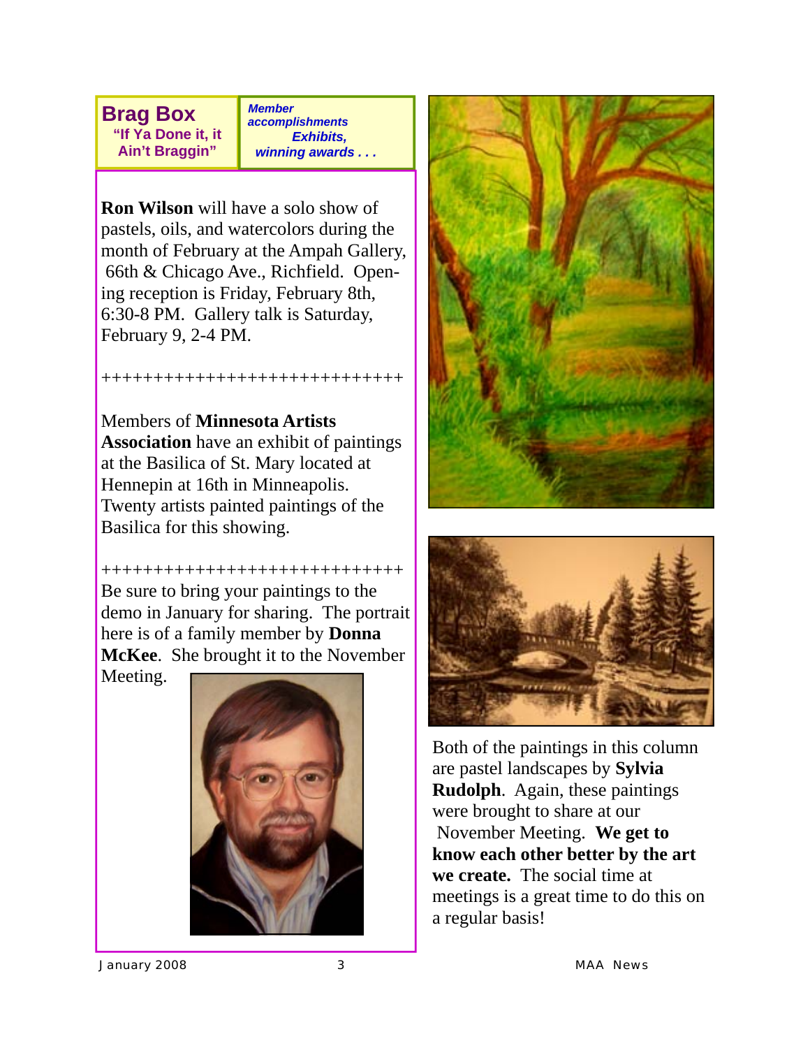## Brag Box

**"If Ya Done it, it Ain't Braggin"**

***Member accomplishments Exhibits, winning awards . . .***

**Ron Wilson** will have a solo show of pastels, oils, and watercolors during the month of February at the Ampah Gallery, 66th & Chicago Ave., Richfield. Opening reception is Friday, February 8th, 6:30-8 PM. Gallery talk is Saturday, February 9, 2-4 PM.

+++++++++++++++++++++++++++++

Members of **Minnesota Artists Association** have an exhibit of paintings at the Basilica of St. Mary located at Hennepin at 16th in Minneapolis. Twenty artists painted paintings of the Basilica for this showing.

+++++++++++++++++++++++++++++

Be sure to bring your paintings to the demo in January for sharing. The portrait here is of a family member by **Donna McKee**. She brought it to the November Meeting.

Both of the paintings in this column are pastel landscapes by **Sylvia Rudolph**. Again, these paintings were brought to share at our November Meeting. **We get to know each other better by the art we create.** The social time at meetings is a great time to do this on a regular basis!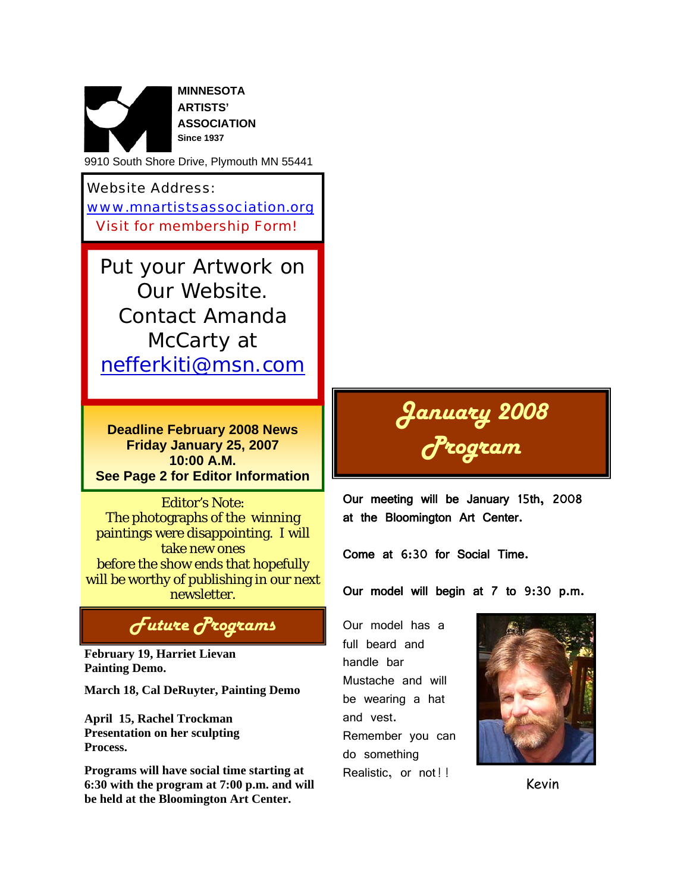**MINNESOTA ARTISTS' ASSOCIATION**
**Since 1937**

9910 South Shore Drive, Plymouth MN 55441

Website Address:
[www.mnartistsassociation.org](http://www.mnartistsassociation.org)
Visit for membership Form!

Put your Artwork on Our Website. Contact Amanda McCarty at [nefferkiti@msn.com](mailto:nefferkiti@msn.com)

**Deadline February 2008 News**
**Friday January 25, 2007**
**10:00 A.M.**
**See Page 2 for Editor Information**

Editor's Note:
The photographs of the winning paintings were disappointing. I will take new ones before the show ends that hopefully will be worthy of publishing in our next newsletter.

## *Future Programs*

**February 19, Harriet Lievan Painting Demo.**

**March 18, Cal DeRuyter, Painting Demo**

**April 15, Rachel Trockman Presentation on her sculpting Process.**

**Programs will have social time starting at 6:30 with the program at 7:00 p.m. and will be held at the Bloomington Art Center.**

## *January 2008 Program*

**Our meeting will be January 15th, 2008 at the Bloomington Art Center.**

**Come at 6:30 for Social Time.**

**Our model will begin at 7 to 9:30 p.m.**

Our model has a full beard and handle bar Mustache and will be wearing a hat and vest. Remember you can do something Realistic, or not!!

Kevin